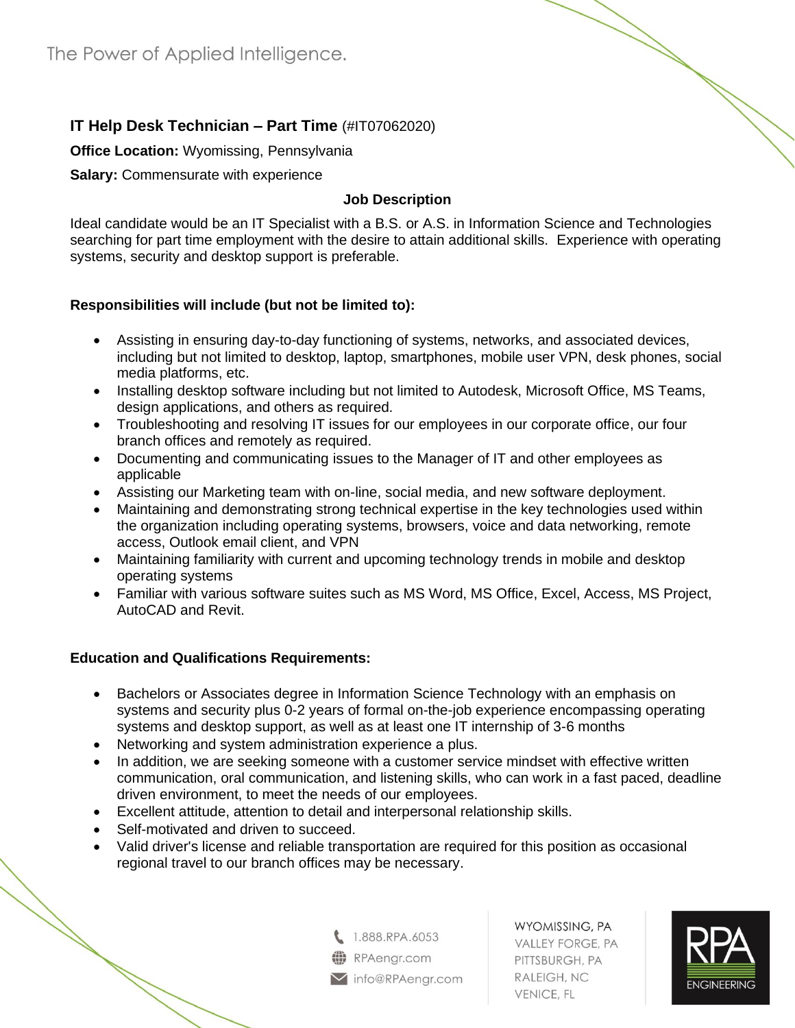The Power of Applied Intelligence.

**IT Help Desk Technician – Part Time** (#IT07062020)

**Office Location:** Wyomissing, Pennsylvania

**Salary:** Commensurate with experience

**Job Description**

Ideal candidate would be an IT Specialist with a B.S. or A.S. in Information Science and Technologies searching for part time employment with the desire to attain additional skills. Experience with operating systems, security and desktop support is preferable.

**Responsibilities will include (but not be limited to):**

- Assisting in ensuring day-to-day functioning of systems, networks, and associated devices, including but not limited to desktop, laptop, smartphones, mobile user VPN, desk phones, social media platforms, etc.
- Installing desktop software including but not limited to Autodesk, Microsoft Office, MS Teams, design applications, and others as required.
- Troubleshooting and resolving IT issues for our employees in our corporate office, our four branch offices and remotely as required.
- Documenting and communicating issues to the Manager of IT and other employees as applicable
- Assisting our Marketing team with on-line, social media, and new software deployment.
- Maintaining and demonstrating strong technical expertise in the key technologies used within the organization including operating systems, browsers, voice and data networking, remote access, Outlook email client, and VPN
- Maintaining familiarity with current and upcoming technology trends in mobile and desktop operating systems
- Familiar with various software suites such as MS Word, MS Office, Excel, Access, MS Project, AutoCAD and Revit.

**Education and Qualifications Requirements:**

- Bachelors or Associates degree in Information Science Technology with an emphasis on systems and security plus 0-2 years of formal on-the-job experience encompassing operating systems and desktop support, as well as at least one IT internship of 3-6 months
- Networking and system administration experience a plus.
- In addition, we are seeking someone with a customer service mindset with effective written communication, oral communication, and listening skills, who can work in a fast paced, deadline driven environment, to meet the needs of our employees.
- Excellent attitude, attention to detail and interpersonal relationship skills.
- Self-motivated and driven to succeed.
- Valid driver's license and reliable transportation are required for this position as occasional regional travel to our branch offices may be necessary.

1.888.RPA.6053
RPAengr.com
info@RPAengr.com

WYOMISSING, PA
VALLEY FORGE, PA
PITTSBURGH, PA
RALEIGH, NC
VENICE, FL

RPA ENGINEERING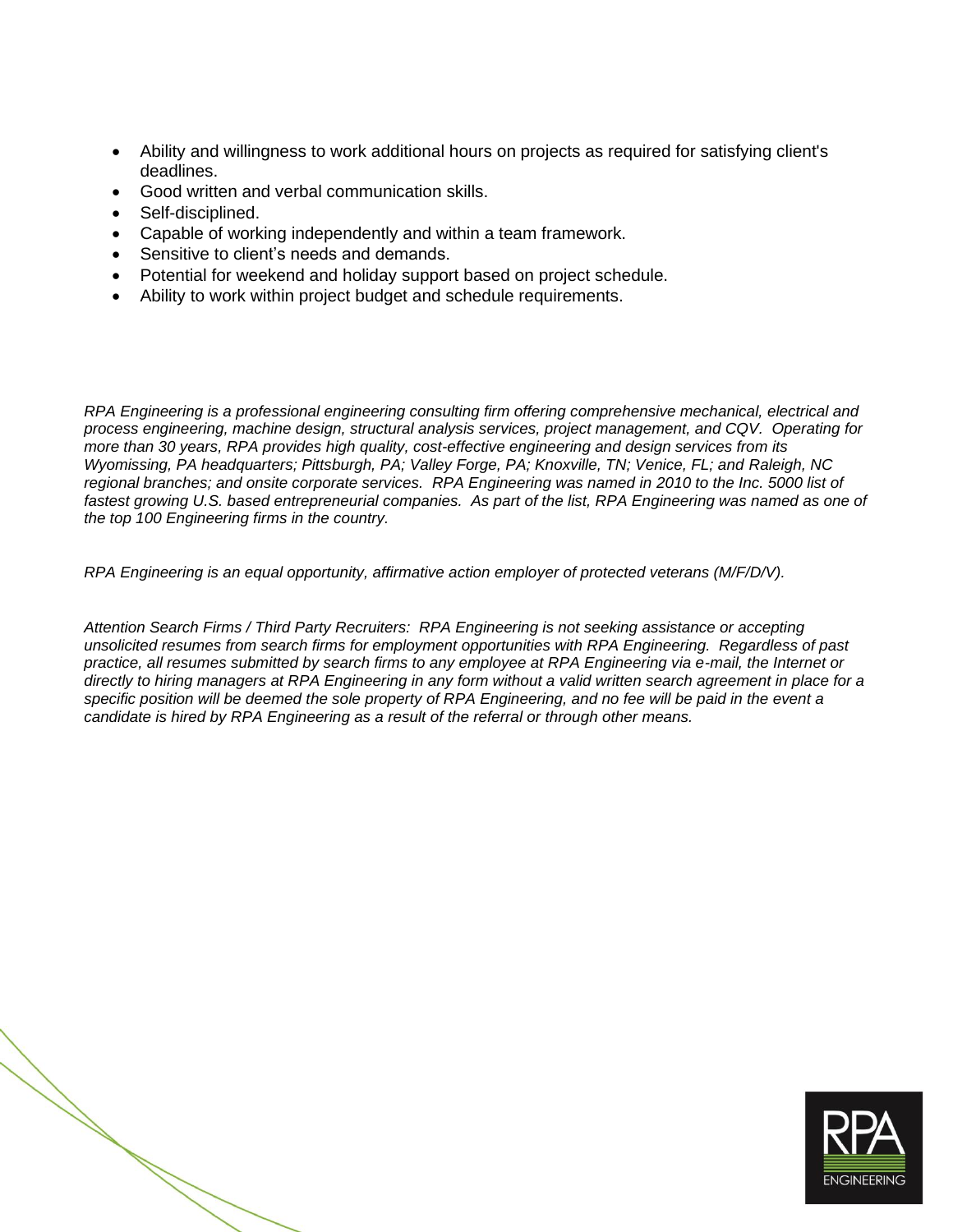- Ability and willingness to work additional hours on projects as required for satisfying client's deadlines.
- Good written and verbal communication skills.
- Self-disciplined.
- Capable of working independently and within a team framework.
- Sensitive to client's needs and demands.
- Potential for weekend and holiday support based on project schedule.
- Ability to work within project budget and schedule requirements.

*RPA Engineering is a professional engineering consulting firm offering comprehensive mechanical, electrical and process engineering, machine design, structural analysis services, project management, and CQV. Operating for more than 30 years, RPA provides high quality, cost-effective engineering and design services from its Wyomissing, PA headquarters; Pittsburgh, PA; Valley Forge, PA; Knoxville, TN; Venice, FL; and Raleigh, NC regional branches; and onsite corporate services. RPA Engineering was named in 2010 to the Inc. 5000 list of fastest growing U.S. based entrepreneurial companies. As part of the list, RPA Engineering was named as one of the top 100 Engineering firms in the country.*

*RPA Engineering is an equal opportunity, affirmative action employer of protected veterans (M/F/D/V).*

*Attention Search Firms / Third Party Recruiters: RPA Engineering is not seeking assistance or accepting unsolicited resumes from search firms for employment opportunities with RPA Engineering. Regardless of past practice, all resumes submitted by search firms to any employee at RPA Engineering via e-mail, the Internet or directly to hiring managers at RPA Engineering in any form without a valid written search agreement in place for a specific position will be deemed the sole property of RPA Engineering, and no fee will be paid in the event a candidate is hired by RPA Engineering as a result of the referral or through other means.*